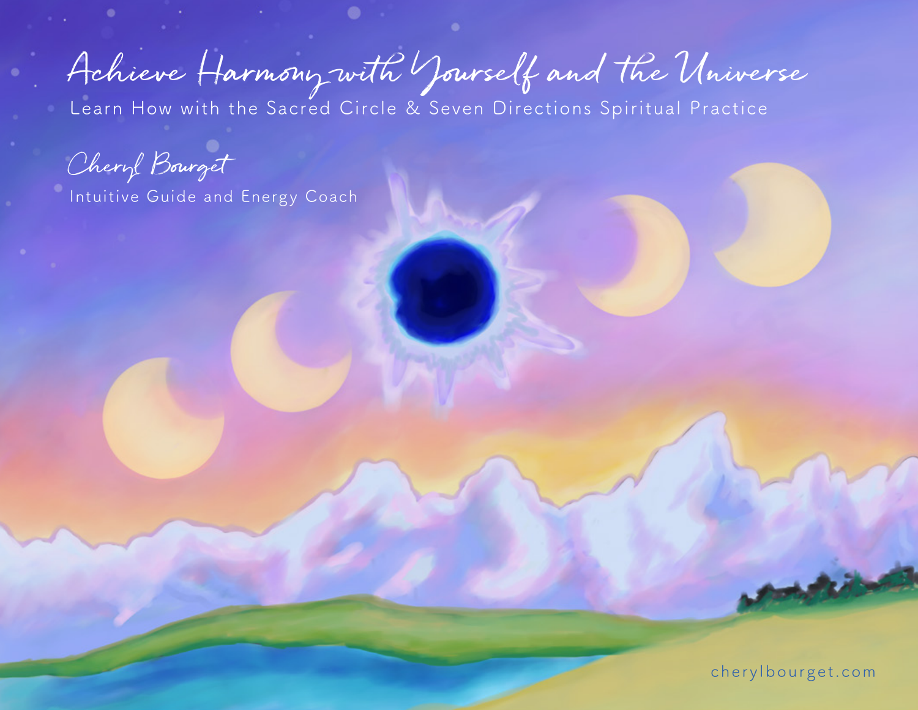# Achieve Harmony with Yourself and the Universe

Learn How with the Sacred Circle & Seven Directions Spiritual Practice

Cheryl Bourget

Intuitive Guide and Energy Coach

cherylbourget.com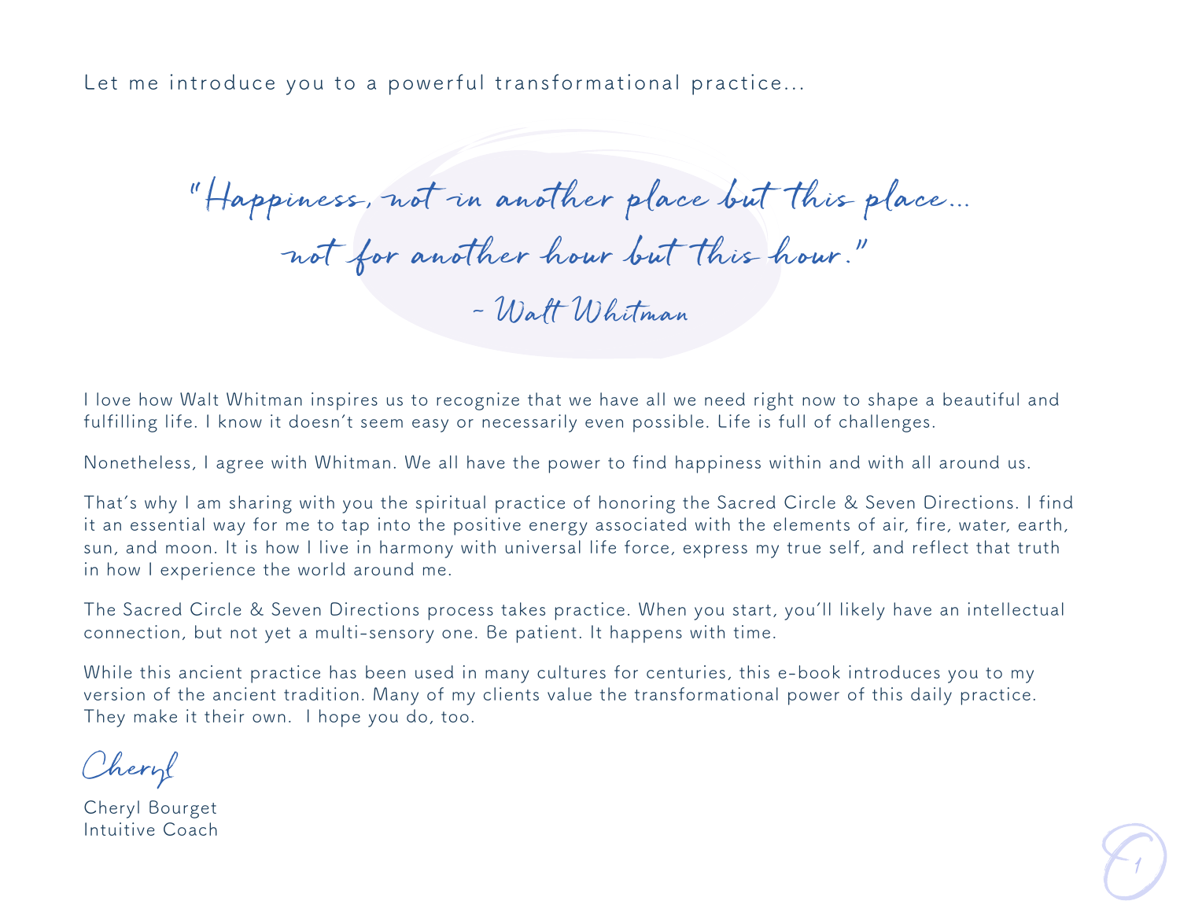Let me introduce you to a powerful transformational practice...

> *"Happiness, not in another place but this place...*
> *not for another hour but this hour."*
>
> *– Walt Whitman*

I love how Walt Whitman inspires us to recognize that we have all we need right now to shape a beautiful and fulfilling life. I know it doesn't seem easy or necessarily even possible. Life is full of challenges.

Nonetheless, I agree with Whitman. We all have the power to find happiness within and with all around us.

That's why I am sharing with you the spiritual practice of honoring the Sacred Circle & Seven Directions. I find it an essential way for me to tap into the positive energy associated with the elements of air, fire, water, earth, sun, and moon. It is how I live in harmony with universal life force, express my true self, and reflect that truth in how I experience the world around me.

The Sacred Circle & Seven Directions process takes practice. When you start, you'll likely have an intellectual connection, but not yet a multi-sensory one. Be patient. It happens with time.

While this ancient practice has been used in many cultures for centuries, this e-book introduces you to my version of the ancient tradition. Many of my clients value the transformational power of this daily practice. They make it their own. I hope you do, too.

*Cheryl*

Cheryl Bourget
Intuitive Coach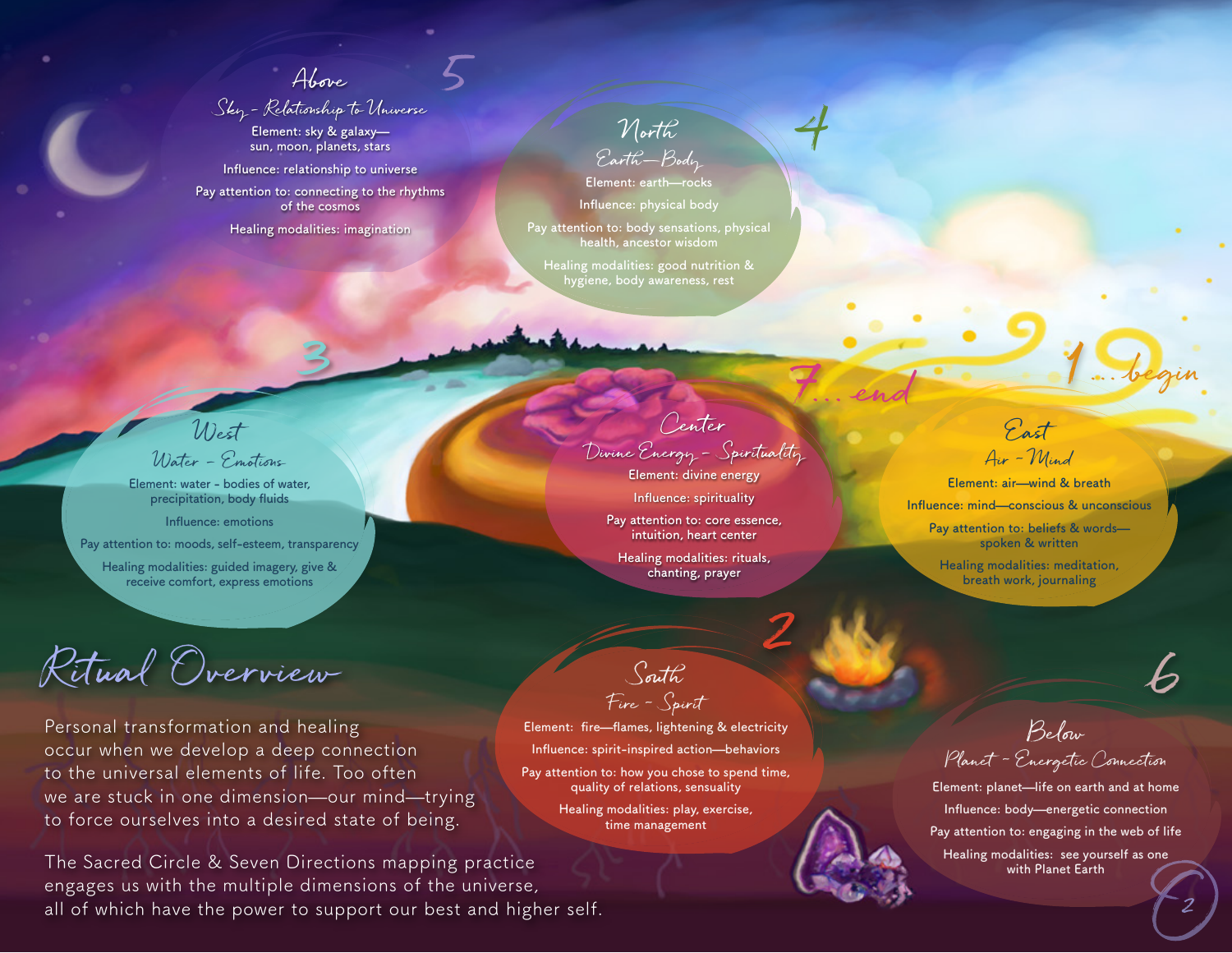## Ritual Overview

Personal transformation and healing occur when we develop a deep connection to the universal elements of life. Too often we are stuck in one dimension—our mind—trying to force ourselves into a desired state of being.

The Sacred Circle & Seven Directions mapping practice engages us with the multiple dimensions of the universe, all of which have the power to support our best and higher self.

### 1 ...begin — East

*Air - Mind*

Element: air—wind & breath

Influence: mind—conscious & unconscious

Pay attention to: beliefs & words—spoken & written

Healing modalities: meditation, breath work, journaling

### 2 — South

*Fire - Spirit*

Element: fire—flames, lightening & electricity

Influence: spirit-inspired action—behaviors

Pay attention to: how you chose to spend time, quality of relations, sensuality

Healing modalities: play, exercise, time management

### 3 — West

*Water - Emotions*

Element: water - bodies of water, precipitation, body fluids

Influence: emotions

Pay attention to: moods, self-esteem, transparency

Healing modalities: guided imagery, give & receive comfort, express emotions

### 4 — North

*Earth—Body*

Element: earth—rocks

Influence: physical body

Pay attention to: body sensations, physical health, ancestor wisdom

Healing modalities: good nutrition & hygiene, body awareness, rest

### 5 — Above

*Sky - Relationship to Universe*

Element: sky & galaxy—sun, moon, planets, stars

Influence: relationship to universe

Pay attention to: connecting to the rhythms of the cosmos

Healing modalities: imagination

### 6 — Below

*Planet - Energetic Connection*

Element: planet—life on earth and at home

Influence: body—energetic connection

Pay attention to: engaging in the web of life

Healing modalities: see yourself as one with Planet Earth

### 7... end — Center

*Divine Energy - Spirituality*

Element: divine energy

Influence: spirituality

Pay attention to: core essence, intuition, heart center

Healing modalities: rituals, chanting, prayer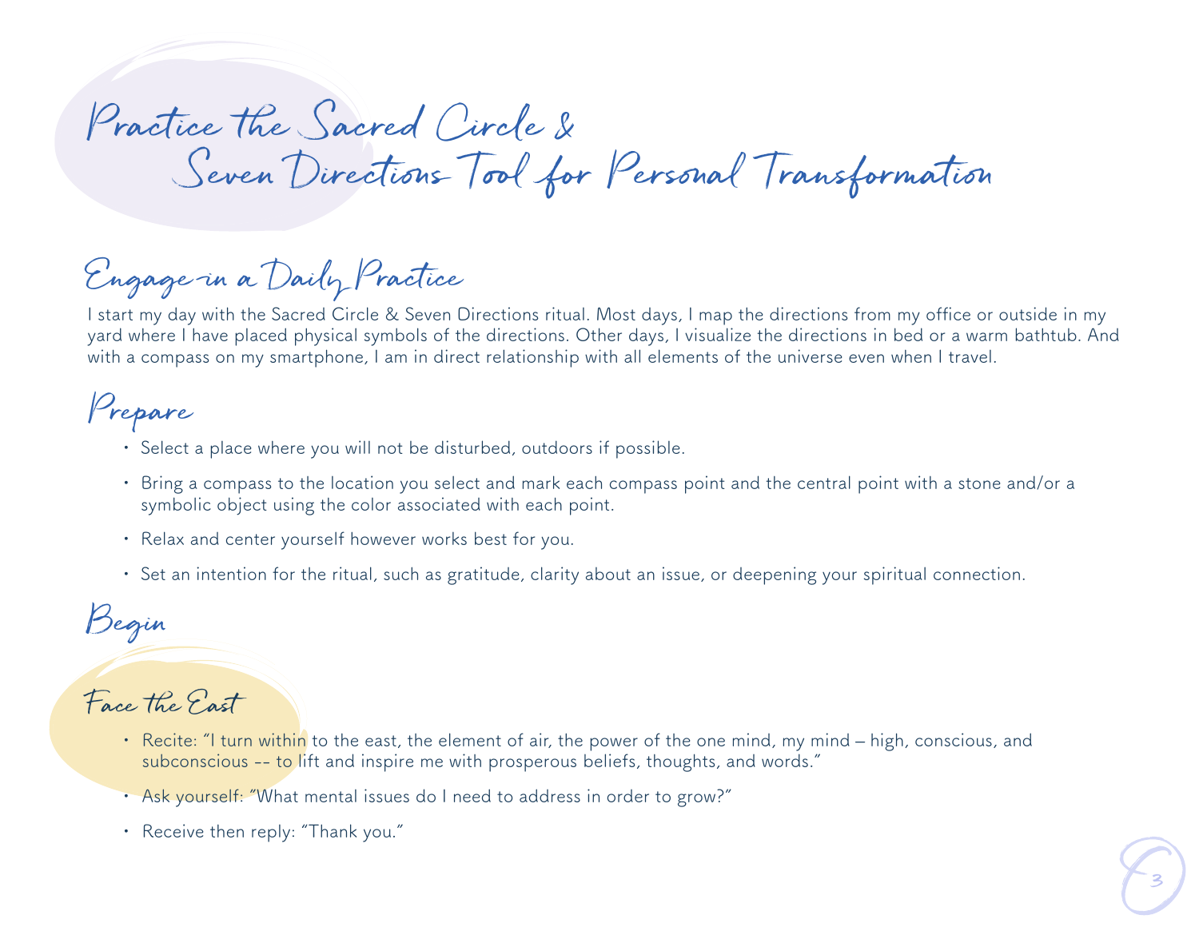# Practice the Sacred Circle & Seven Directions Tool for Personal Transformation

## Engage in a Daily Practice

I start my day with the Sacred Circle & Seven Directions ritual. Most days, I map the directions from my office or outside in my yard where I have placed physical symbols of the directions. Other days, I visualize the directions in bed or a warm bathtub. And with a compass on my smartphone, I am in direct relationship with all elements of the universe even when I travel.

## Prepare

- Select a place where you will not be disturbed, outdoors if possible.
- Bring a compass to the location you select and mark each compass point and the central point with a stone and/or a symbolic object using the color associated with each point.
- Relax and center yourself however works best for you.
- Set an intention for the ritual, such as gratitude, clarity about an issue, or deepening your spiritual connection.

## Begin

### Face the East

- Recite: "I turn within to the east, the element of air, the power of the one mind, my mind – high, conscious, and subconscious -- to lift and inspire me with prosperous beliefs, thoughts, and words."
- Ask yourself: "What mental issues do I need to address in order to grow?"
- Receive then reply: "Thank you."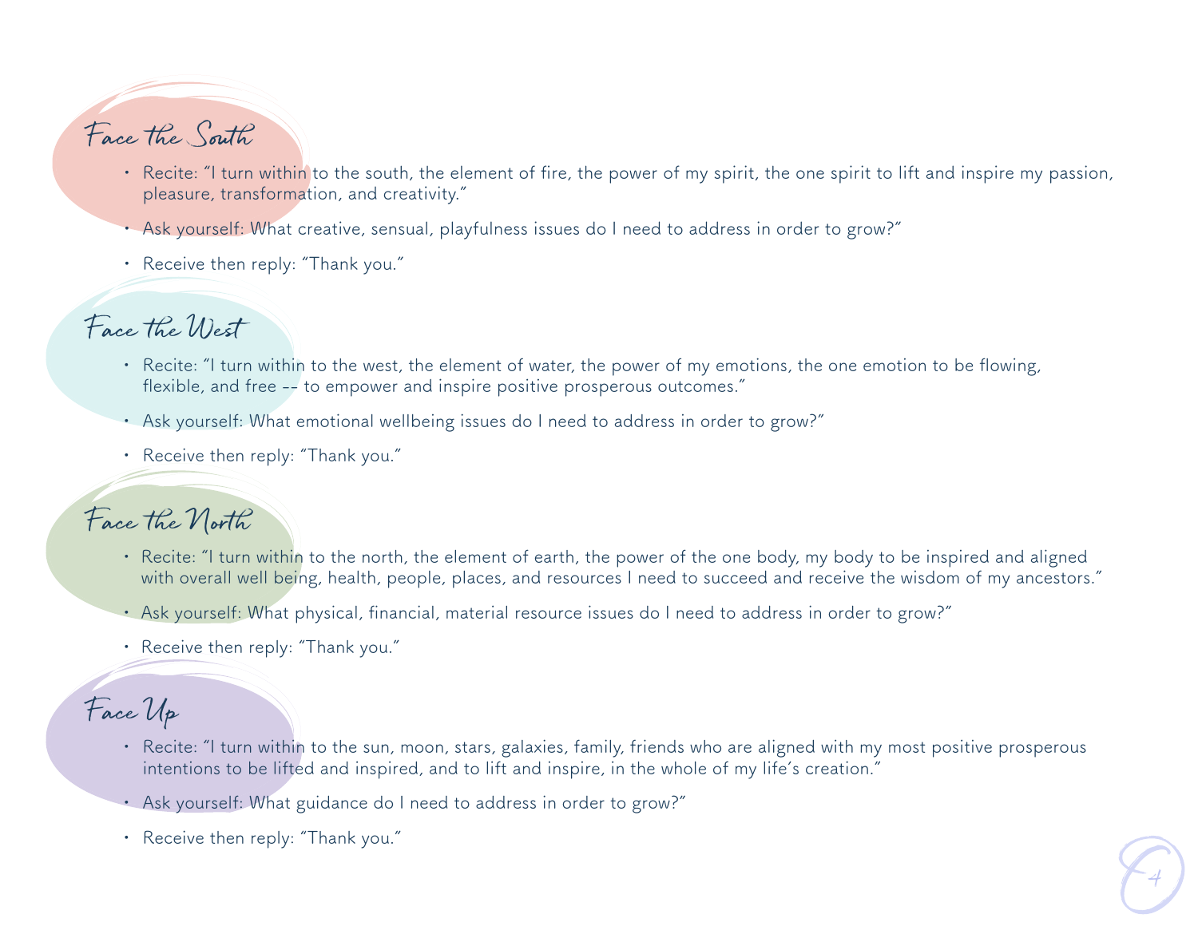## Face the South

- Recite: "I turn within to the south, the element of fire, the power of my spirit, the one spirit to lift and inspire my passion, pleasure, transformation, and creativity."
- Ask yourself: What creative, sensual, playfulness issues do I need to address in order to grow?"
- Receive then reply: "Thank you."

## Face the West

- Recite: "I turn within to the west, the element of water, the power of my emotions, the one emotion to be flowing, flexible, and free -- to empower and inspire positive prosperous outcomes."
- Ask yourself: What emotional wellbeing issues do I need to address in order to grow?"
- Receive then reply: "Thank you."

## Face the North

- Recite: "I turn within to the north, the element of earth, the power of the one body, my body to be inspired and aligned with overall well being, health, people, places, and resources I need to succeed and receive the wisdom of my ancestors."
- Ask yourself: What physical, financial, material resource issues do I need to address in order to grow?"
- Receive then reply: "Thank you."

## Face Up

- Recite: "I turn within to the sun, moon, stars, galaxies, family, friends who are aligned with my most positive prosperous intentions to be lifted and inspired, and to lift and inspire, in the whole of my life's creation."
- Ask yourself: What guidance do I need to address in order to grow?"
- Receive then reply: "Thank you."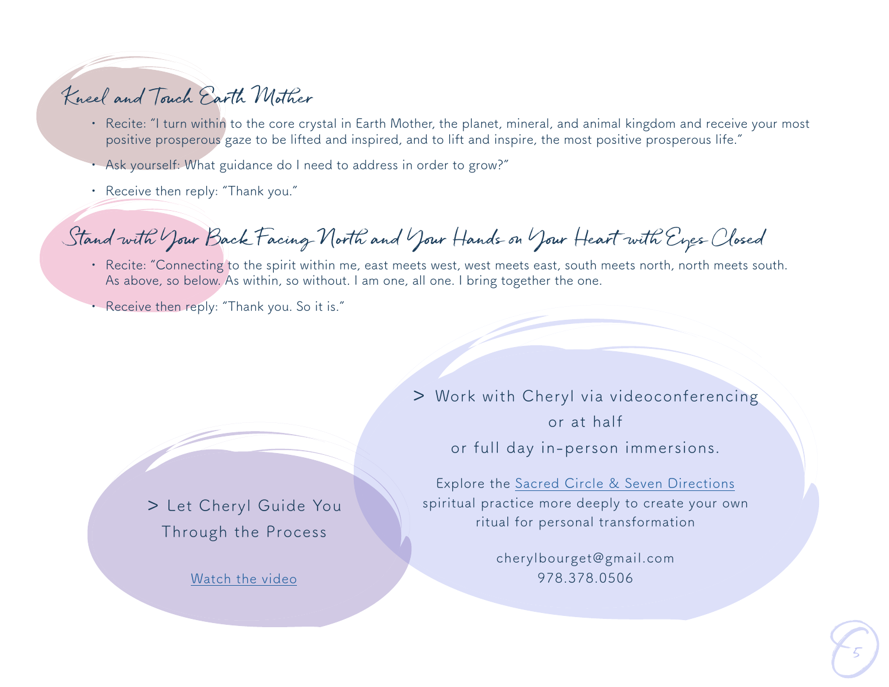## Kneel and Touch Earth Mother

- Recite: "I turn within to the core crystal in Earth Mother, the planet, mineral, and animal kingdom and receive your most positive prosperous gaze to be lifted and inspired, and to lift and inspire, the most positive prosperous life."
- Ask yourself: What guidance do I need to address in order to grow?"
- Receive then reply: "Thank you."

## Stand with Your Back Facing North and Your Hands on Your Heart with Eyes Closed

- Recite: "Connecting to the spirit within me, east meets west, west meets east, south meets north, north meets south. As above, so below. As within, so without. I am one, all one. I bring together the one.
- Receive then reply: "Thank you. So it is."

> Let Cheryl Guide You Through the Process

Watch the video

> Work with Cheryl via videoconferencing or at half or full day in-person immersions.

Explore the Sacred Circle & Seven Directions spiritual practice more deeply to create your own ritual for personal transformation

cherylbourget@gmail.com
978.378.0506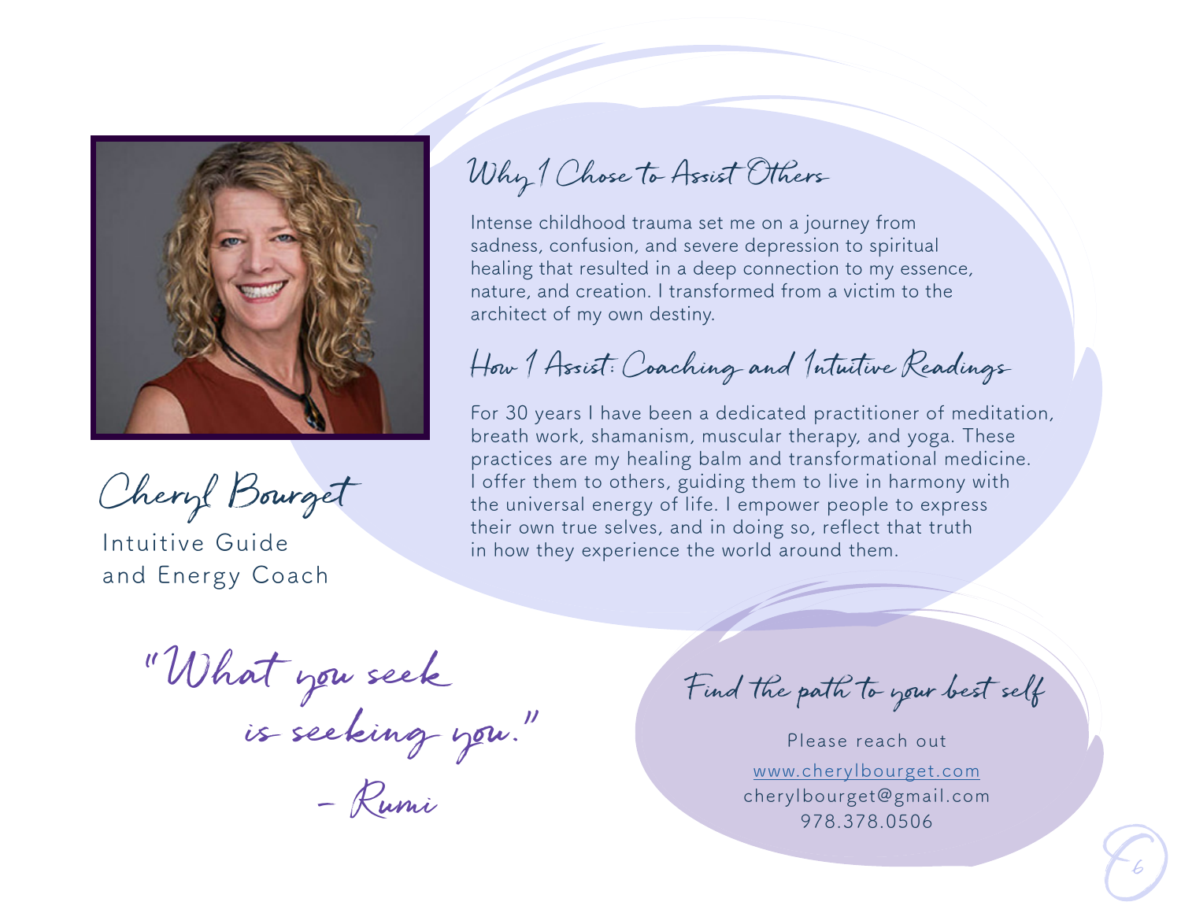# Cheryl Bourget

Intuitive Guide
and Energy Coach

## Why I Chose to Assist Others

Intense childhood trauma set me on a journey from sadness, confusion, and severe depression to spiritual healing that resulted in a deep connection to my essence, nature, and creation. I transformed from a victim to the architect of my own destiny.

## How I Assist: Coaching and Intuitive Readings

For 30 years I have been a dedicated practitioner of meditation, breath work, shamanism, muscular therapy, and yoga. These practices are my healing balm and transformational medicine. I offer them to others, guiding them to live in harmony with the universal energy of life. I empower people to express their own true selves, and in doing so, reflect that truth in how they experience the world around them.

*"What you seek is seeking you."*
*– Rumi*

## Find the path to your best self

Please reach out

www.cherylbourget.com
cherylbourget@gmail.com
978.378.0506